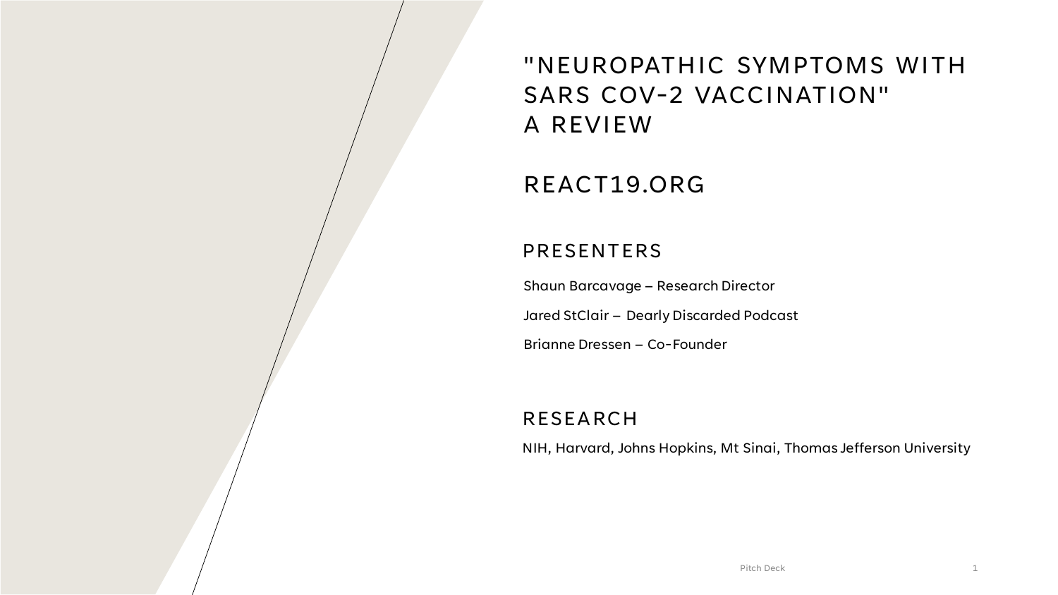# "NEUROPATHIC SYMPTOMS WITH SARS COV-2 VACCINATION" A REVIEW

# REACT19.ORG

## PRESENTERS

Shaun Barcavage – Research Director

Jared StClair – Dearly Discarded Podcast

Brianne Dressen – Co-Founder

## RESEARCH

NIH, Harvard, Johns Hopkins, Mt Sinai, Thomas Jefferson University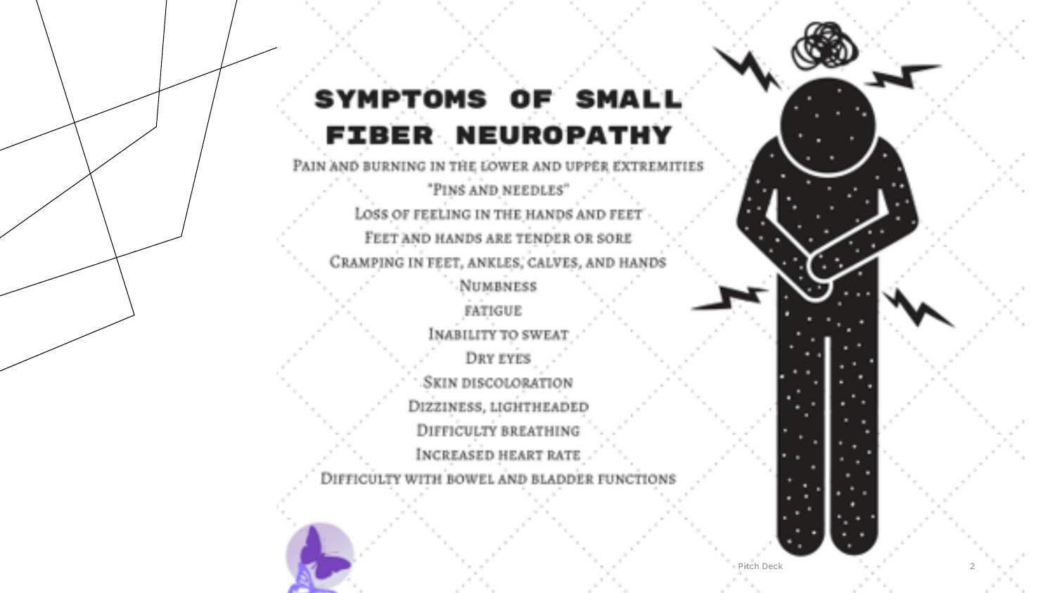# Symptoms of Small Fiber Neuropathy

Pain and burning in the lower and upper extremities

"Pins and needles"

Loss of feeling in the hands and feet

Feet and hands are tender or sore

Cramping in feet, ankles, calves, and hands

Numbness

Fatigue

Inability to sweat

Dry eyes

Skin discoloration

Dizziness, lightheaded

Difficulty breathing

Increased heart rate

Difficulty with bowel and bladder functions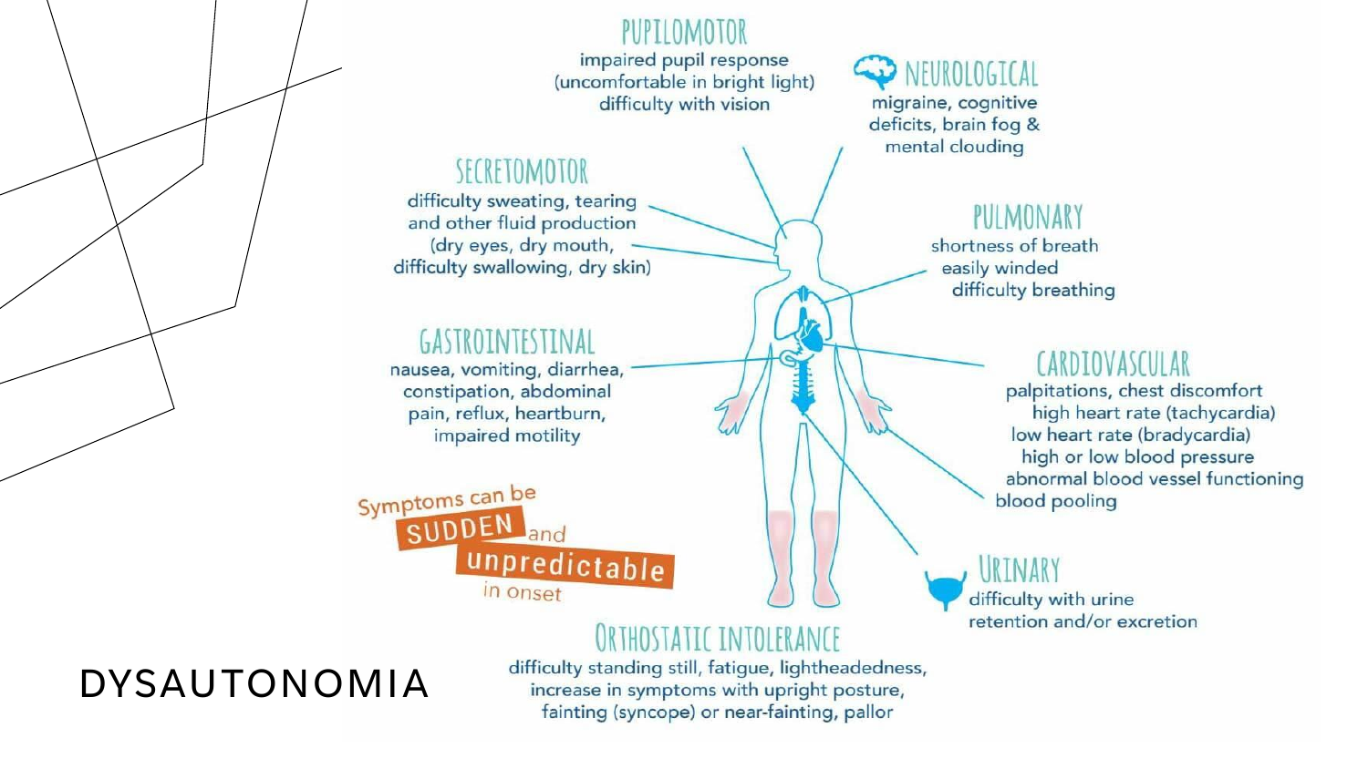# DYSAUTONOMIA

### PUPILOMOTOR

impaired pupil response (uncomfortable in bright light) difficulty with vision

### NEUROLOGICAL

migraine, cognitive deficits, brain fog & mental clouding

### SECRETOMOTOR

difficulty sweating, tearing and other fluid production (dry eyes, dry mouth, difficulty swallowing, dry skin)

### PULMONARY

shortness of breath easily winded difficulty breathing

### GASTROINTESTINAL

nausea, vomiting, diarrhea, constipation, abdominal pain, reflux, heartburn, impaired motility

### CARDIOVASCULAR

palpitations, chest discomfort high heart rate (tachycardia) low heart rate (bradycardia) high or low blood pressure abnormal blood vessel functioning blood pooling

Symptoms can be **SUDDEN** and **unpredictable** in onset

### URINARY

difficulty with urine retention and/or excretion

### ORTHOSTATIC INTOLERANCE

difficulty standing still, fatigue, lightheadedness, increase in symptoms with upright posture, fainting (syncope) or near-fainting, pallor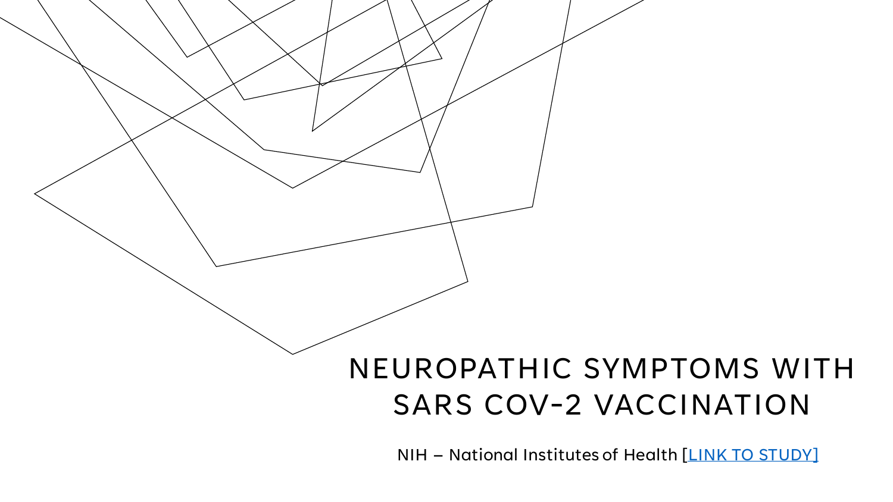# NEUROPATHIC SYMPTOMS WITH SARS COV-2 VACCINATION

NIH – National Institutes of Health [LINK TO STUDY]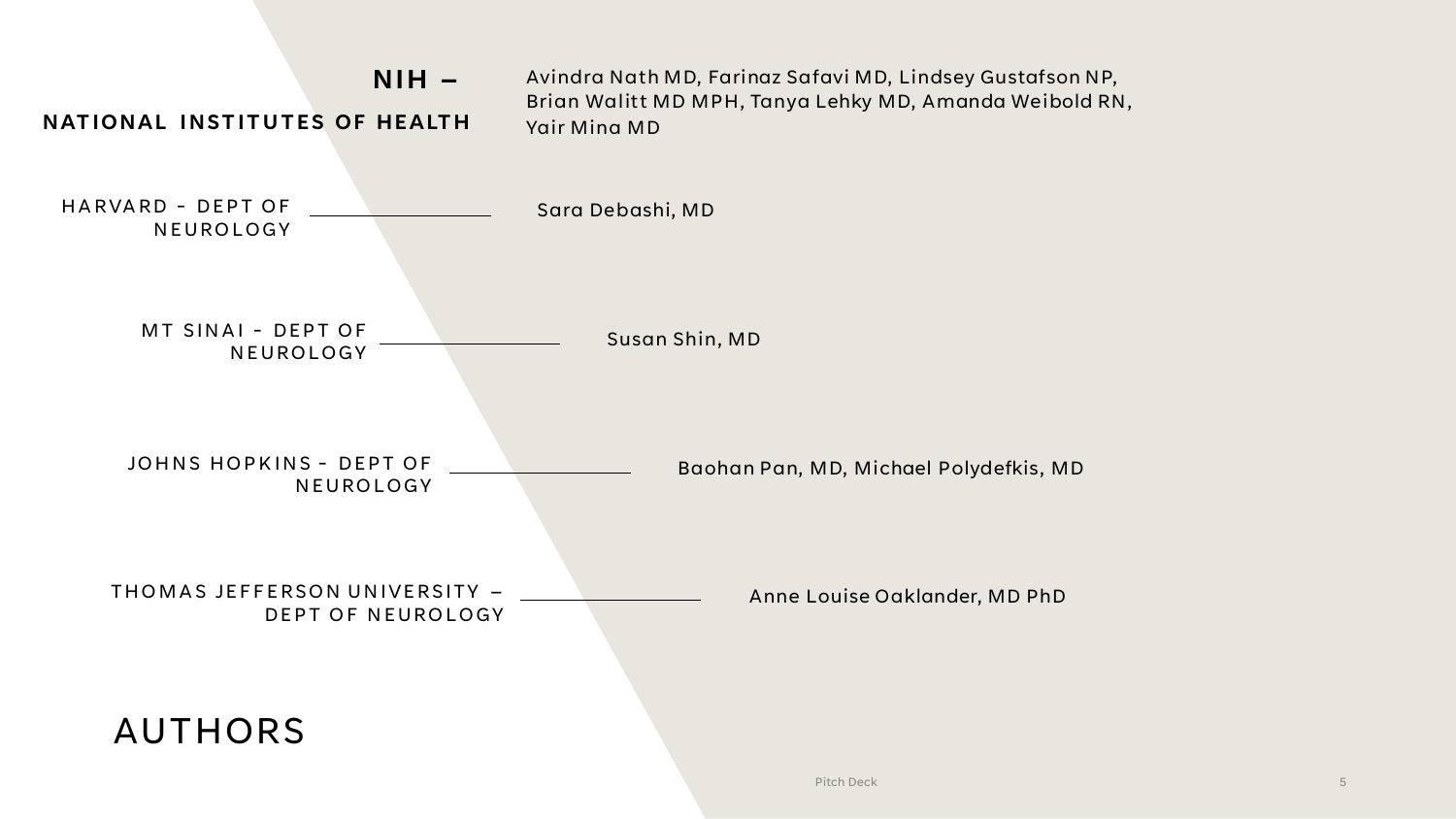# AUTHORS

**NIH – NATIONAL INSTITUTES OF HEALTH**

Avindra Nath MD, Farinaz Safavi MD, Lindsey Gustafson NP, Brian Walitt MD MPH, Tanya Lehky MD, Amanda Weibold RN, Yair Mina MD

HARVARD - DEPT OF NEUROLOGY

Sara Debashi, MD

MT SINAI - DEPT OF NEUROLOGY

Susan Shin, MD

JOHNS HOPKINS - DEPT OF NEUROLOGY

Baohan Pan, MD, Michael Polydefkis, MD

THOMAS JEFFERSON UNIVERSITY – DEPT OF NEUROLOGY

Anne Louise Oaklander, MD PhD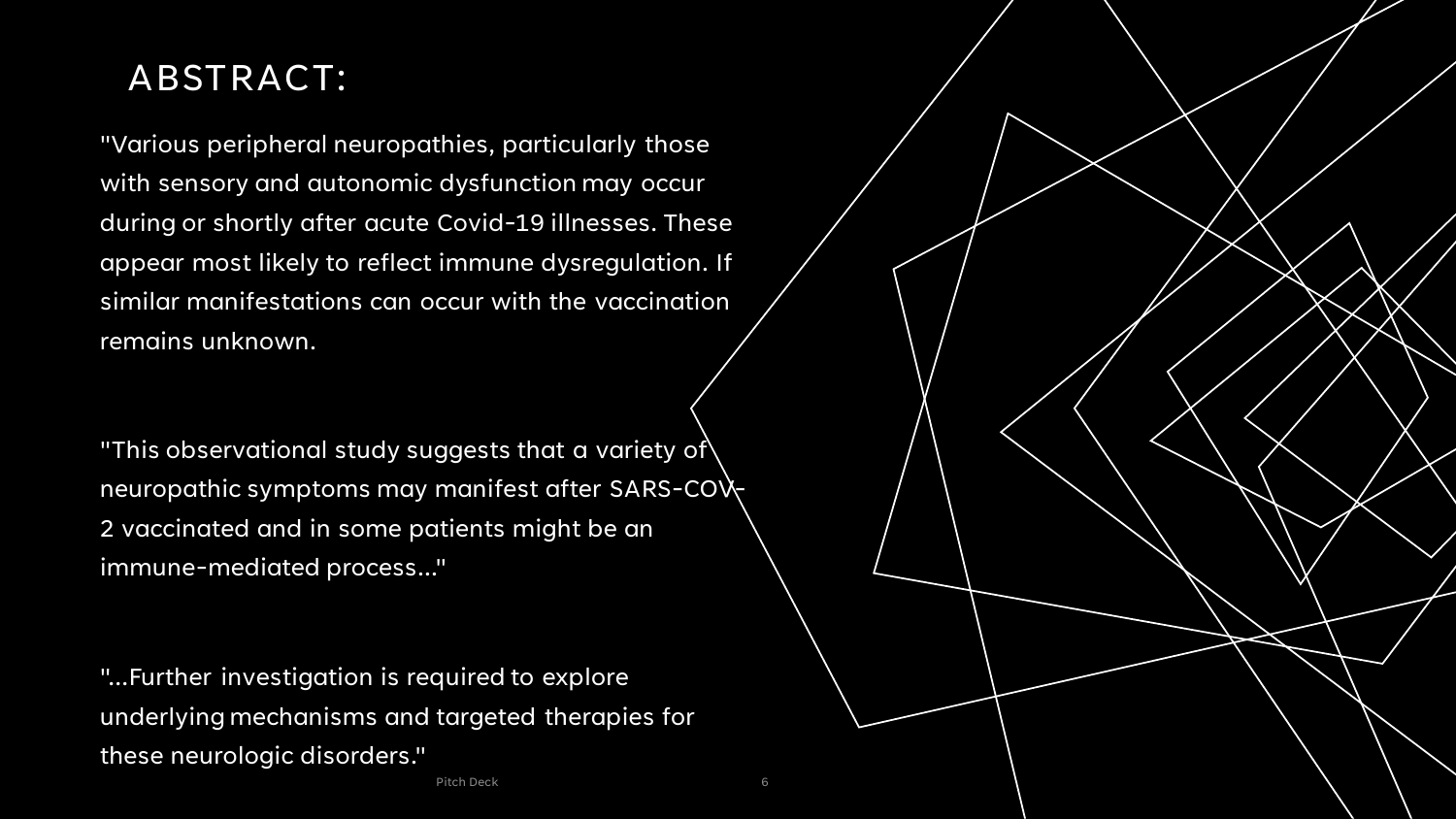# ABSTRACT:

"Various peripheral neuropathies, particularly those with sensory and autonomic dysfunction may occur during or shortly after acute Covid-19 illnesses. These appear most likely to reflect immune dysregulation. If similar manifestations can occur with the vaccination remains unknown.

"This observational study suggests that a variety of neuropathic symptoms may manifest after SARS-COV-2 vaccinated and in some patients might be an immune-mediated process..."

"...Further investigation is required to explore underlying mechanisms and targeted therapies for these neurologic disorders."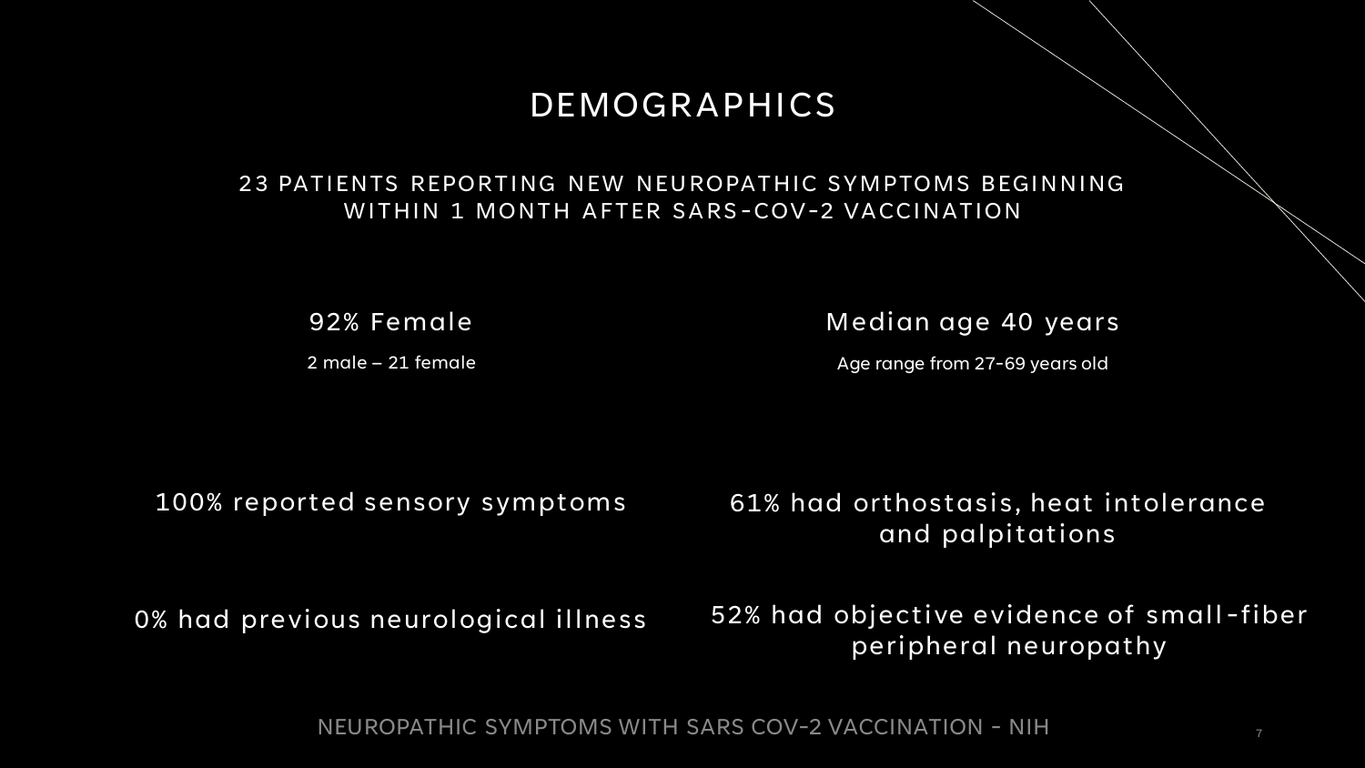# DEMOGRAPHICS

## 23 PATIENTS REPORTING NEW NEUROPATHIC SYMPTOMS BEGINNING WITHIN 1 MONTH AFTER SARS-COV-2 VACCINATION

### 92% Female

2 male – 21 female

### Median age 40 years

Age range from 27-69 years old

### 100% reported sensory symptoms

### 61% had orthostasis, heat intolerance and palpitations

### 0% had previous neurological illness

### 52% had objective evidence of small-fiber peripheral neuropathy

NEUROPATHIC SYMPTOMS WITH SARS COV-2 VACCINATION - NIH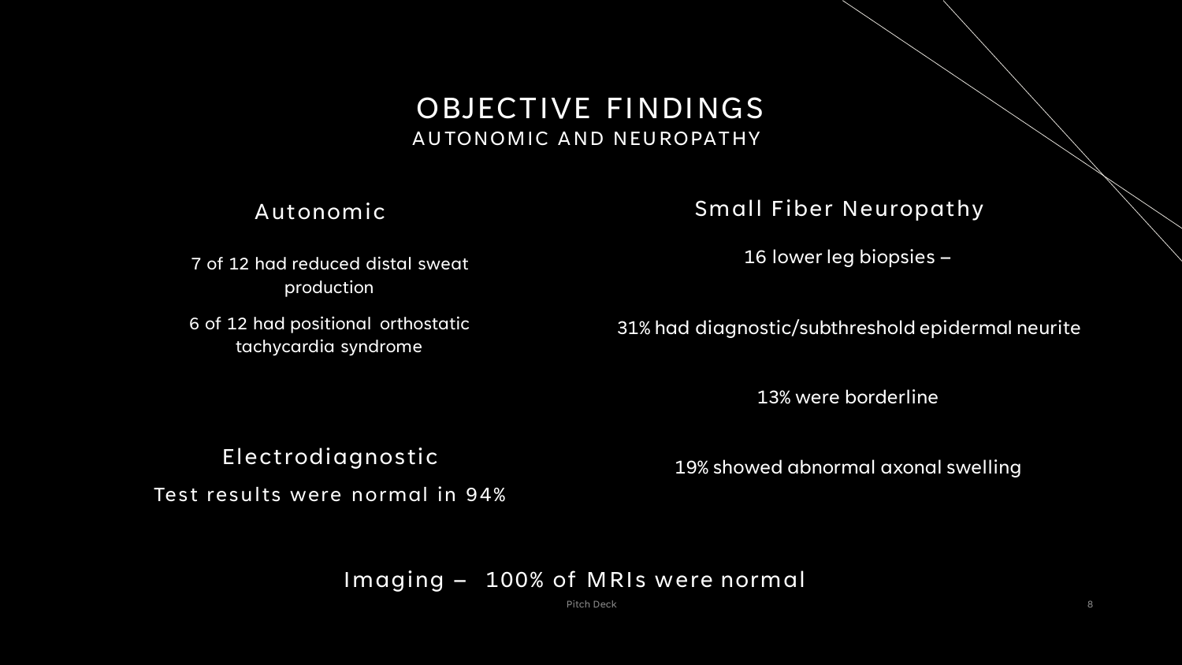# OBJECTIVE FINDINGS

## AUTONOMIC AND NEUROPATHY

### Autonomic

7 of 12 had reduced distal sweat production

6 of 12 had positional orthostatic tachycardia syndrome

### Electrodiagnostic

Test results were normal in 94%

### Small Fiber Neuropathy

16 lower leg biopsies –

31% had diagnostic/subthreshold epidermal neurite

13% were borderline

19% showed abnormal axonal swelling

### Imaging – 100% of MRIs were normal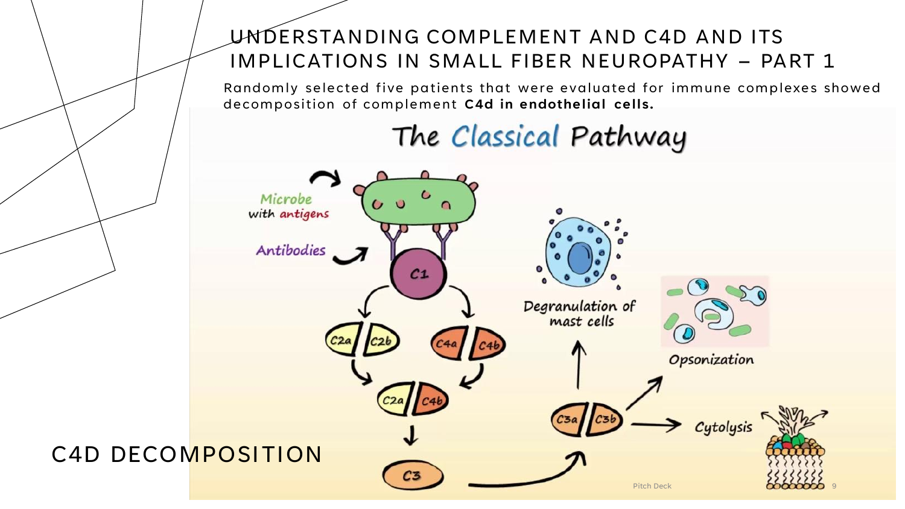# UNDERSTANDING COMPLEMENT AND C4D AND ITS IMPLICATIONS IN SMALL FIBER NEUROPATHY – PART 1

Randomly selected five patients that were evaluated for immune complexes showed decomposition of complement **C4d in endothelial cells.**

The Classical Pathway

Microbe with antigens

Antibodies

C1

C2a C2b

C4a C4b

C2a C4b

C3

C3a C3b

Degranulation of mast cells

Opsonization

Cytolysis

## C4D DECOMPOSITION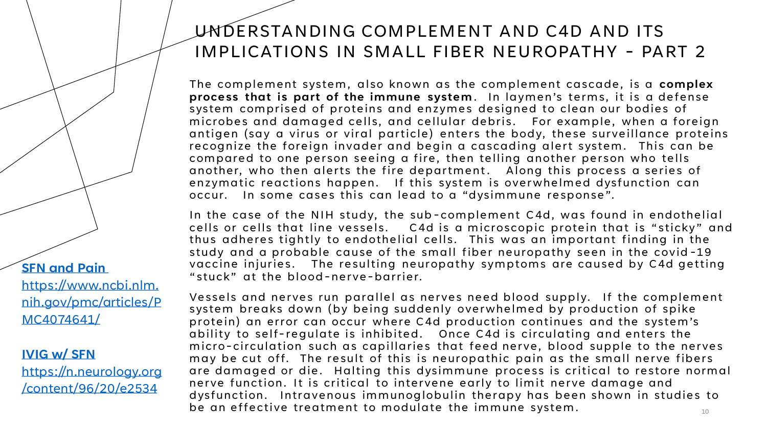# UNDERSTANDING COMPLEMENT AND C4D AND ITS IMPLICATIONS IN SMALL FIBER NEUROPATHY – PART 2

The complement system, also known as the complement cascade, is a **complex process that is part of the immune system**. In laymen's terms, it is a defense system comprised of proteins and enzymes designed to clean our bodies of microbes and damaged cells, and cellular debris. For example, when a foreign antigen (say a virus or viral particle) enters the body, these surveillance proteins recognize the foreign invader and begin a cascading alert system. This can be compared to one person seeing a fire, then telling another person who tells another, who then alerts the fire department. Along this process a series of enzymatic reactions happen. If this system is overwhelmed dysfunction can occur. In some cases this can lead to a "dysimmune response".

In the case of the NIH study, the sub-complement C4d, was found in endothelial cells or cells that line vessels. C4d is a microscopic protein that is "sticky" and thus adheres tightly to endothelial cells. This was an important finding in the study and a probable cause of the small fiber neuropathy seen in the covid-19 vaccine injuries. The resulting neuropathy symptoms are caused by C4d getting "stuck" at the blood-nerve-barrier.

Vessels and nerves run parallel as nerves need blood supply. If the complement system breaks down (by being suddenly overwhelmed by production of spike protein) an error can occur where C4d production continues and the system's ability to self-regulate is inhibited. Once C4d is circulating and enters the micro-circulation such as capillaries that feed nerve, blood supple to the nerves may be cut off. The result of this is neuropathic pain as the small nerve fibers are damaged or die. Halting this dysimmune process is critical to restore normal nerve function. It is critical to intervene early to limit nerve damage and dysfunction. Intravenous immunoglobulin therapy has been shown in studies to be an effective treatment to modulate the immune system.

**SFN and Pain**
https://www.ncbi.nlm.nih.gov/pmc/articles/PMC4074641/

**IVIG w/ SFN**
https://n.neurology.org/content/96/20/e2534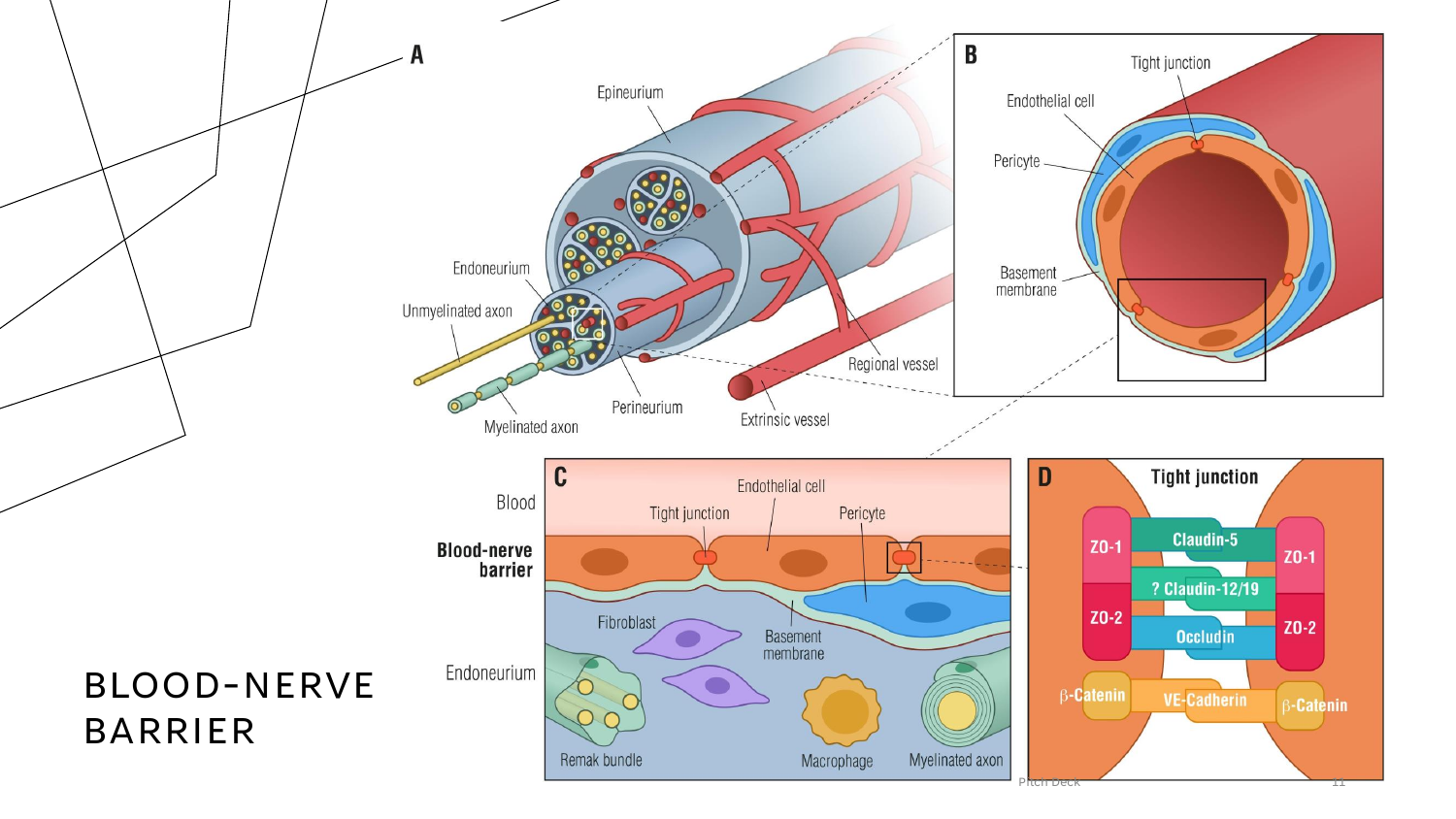# BLOOD-NERVE BARRIER

**A**

Epineurium

Endoneurium

Unmyelinated axon

Myelinated axon

Perineurium

Regional vessel

Extrinsic vessel

**B**

Tight junction

Endothelial cell

Pericyte

Basement membrane

**C**

Blood

**Blood-nerve barrier**

Endoneurium

Endothelial cell

Tight junction

Pericyte

Fibroblast

Basement membrane

Remak bundle

Macrophage

Myelinated axon

**D**

**Tight junction**

ZO-1

ZO-2

Claudin-5

? Claudin-12/19

Occludin

β-Catenin

VE-Cadherin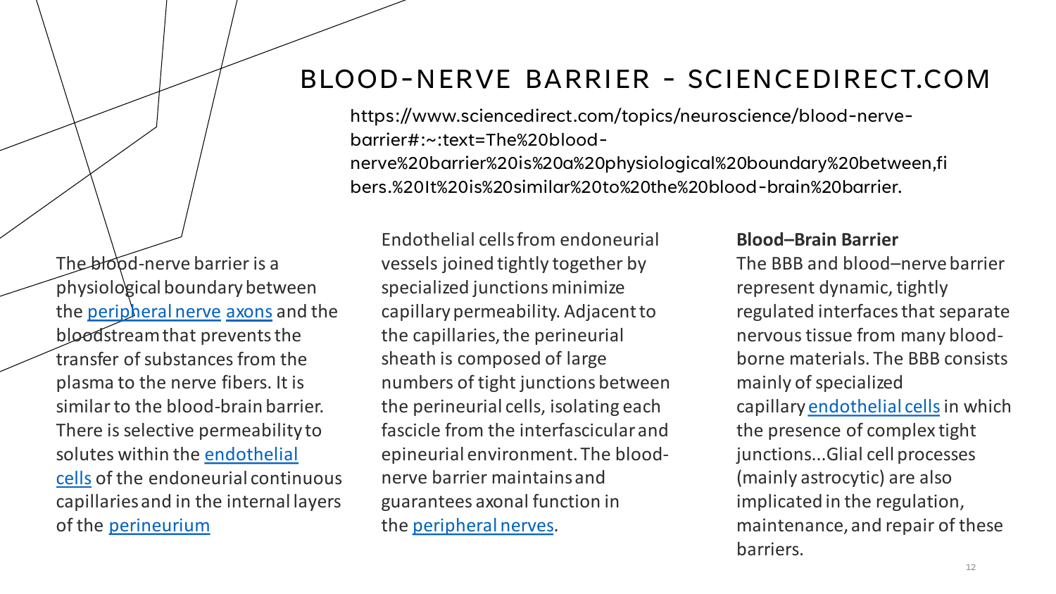# BLOOD-NERVE BARRIER - SCIENCEDIRECT.COM

https://www.sciencedirect.com/topics/neuroscience/blood-nerve-barrier#:~:text=The%20blood-nerve%20barrier%20is%20a%20physiological%20boundary%20between,fibers.%20It%20is%20similar%20to%20the%20blood-brain%20barrier.

The blood-nerve barrier is a physiological boundary between the peripheral nerve axons and the bloodstream that prevents the transfer of substances from the plasma to the nerve fibers. It is similar to the blood-brain barrier. There is selective permeability to solutes within the endothelial cells of the endoneurial continuous capillaries and in the internal layers of the perineurium

Endothelial cells from endoneurial vessels joined tightly together by specialized junctions minimize capillary permeability. Adjacent to the capillaries, the perineurial sheath is composed of large numbers of tight junctions between the perineurial cells, isolating each fascicle from the interfascicular and epineurial environment. The blood-nerve barrier maintains and guarantees axonal function in the peripheral nerves.

**Blood–Brain Barrier**

The BBB and blood–nerve barrier represent dynamic, tightly regulated interfaces that separate nervous tissue from many blood-borne materials. The BBB consists mainly of specialized capillary endothelial cells in which the presence of complex tight junctions...Glial cell processes (mainly astrocytic) are also implicated in the regulation, maintenance, and repair of these barriers.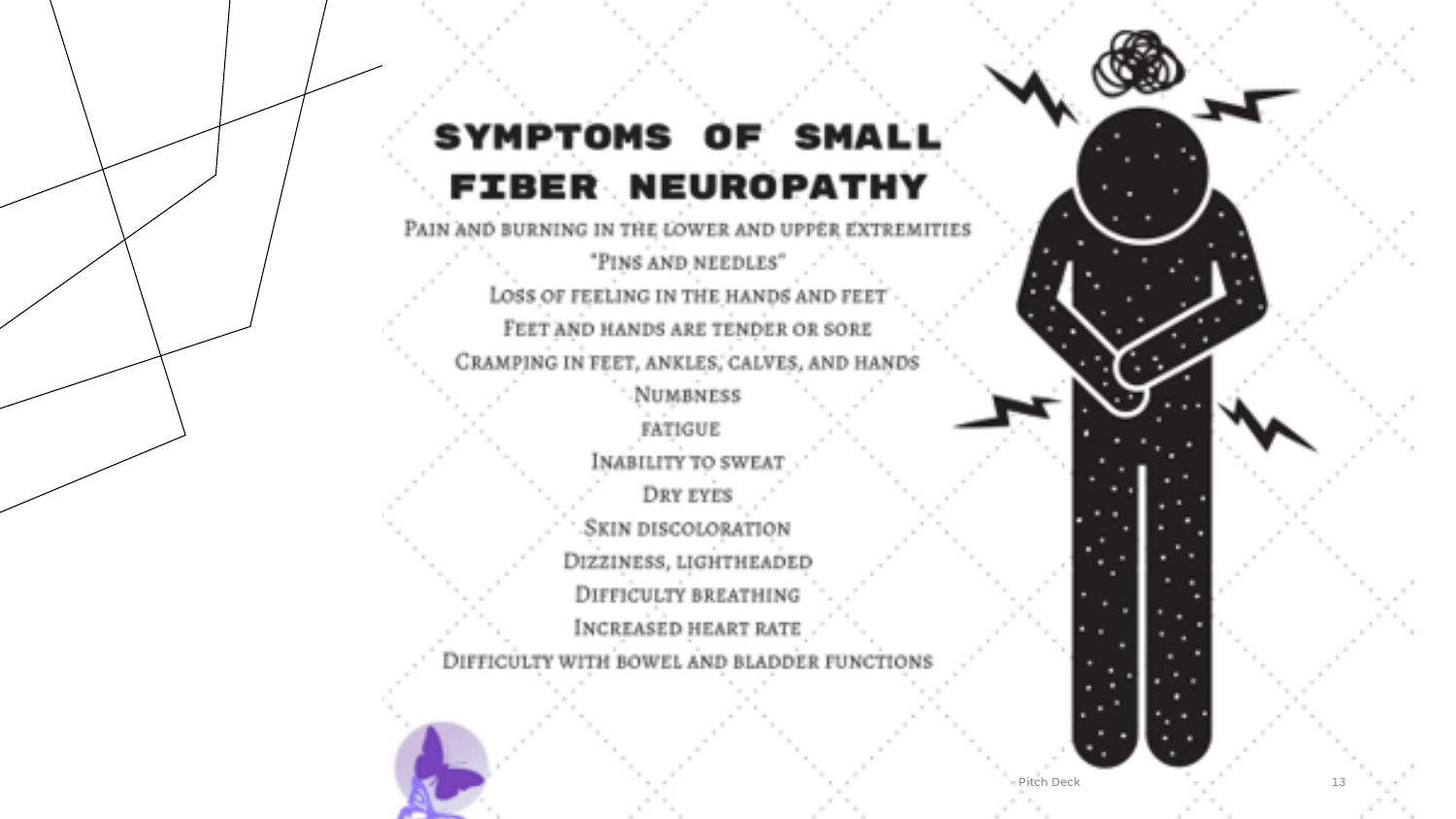# Symptoms of Small Fiber Neuropathy

- Pain and burning in the lower and upper extremities
- "Pins and needles"
- Loss of feeling in the hands and feet
- Feet and hands are tender or sore
- Cramping in feet, ankles, calves, and hands
- Numbness
- Fatigue
- Inability to sweat
- Dry eyes
- Skin discoloration
- Dizziness, lightheaded
- Difficulty breathing
- Increased heart rate
- Difficulty with bowel and bladder functions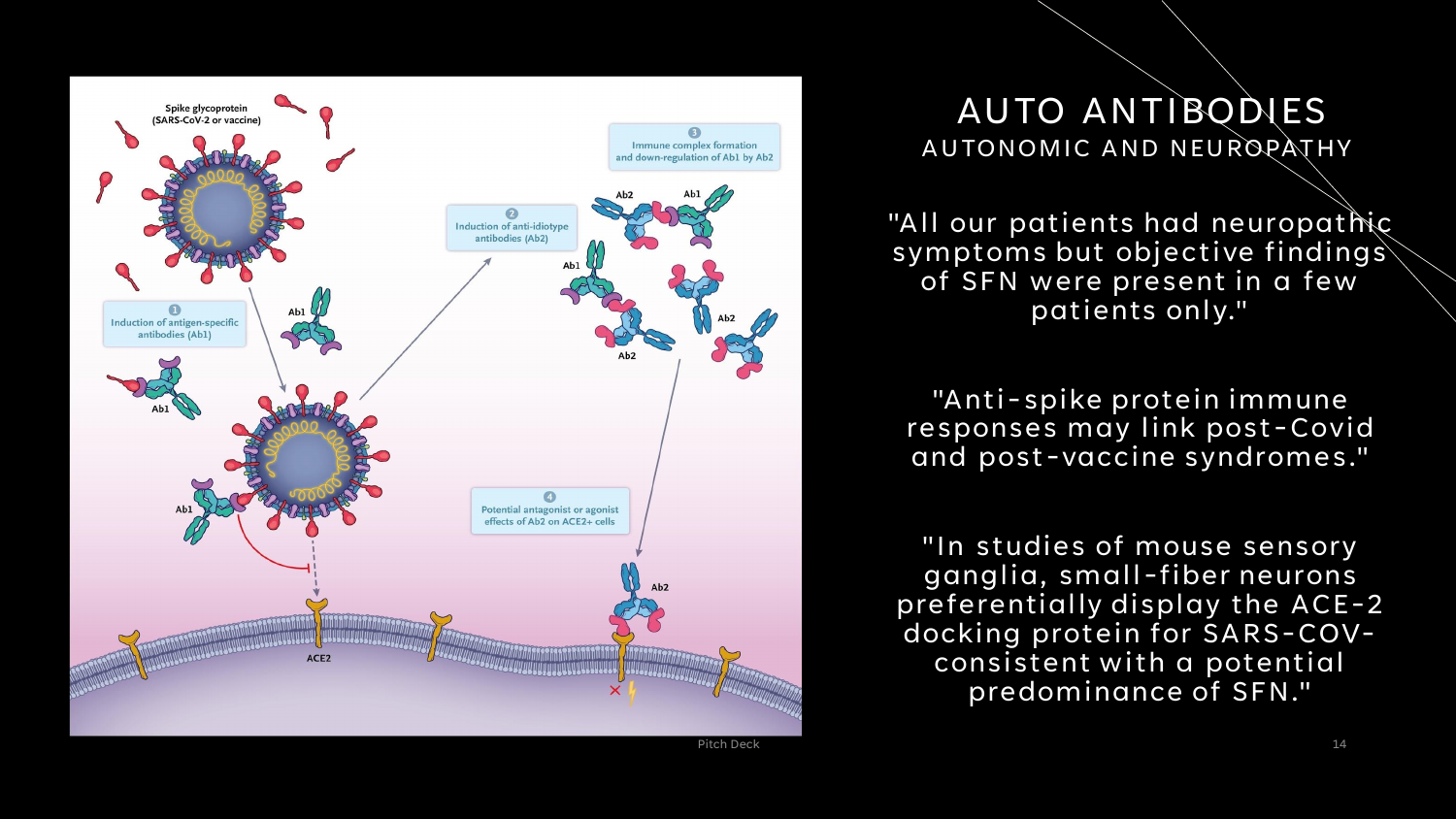# AUTO ANTIBODIES

## AUTONOMIC AND NEUROPATHY

"All our patients had neuropathic symptoms but objective findings of SFN were present in a few patients only."

"Anti-spike protein immune responses may link post-Covid and post-vaccine syndromes."

"In studies of mouse sensory ganglia, small-fiber neurons preferentially display the ACE-2 docking protein for SARS-COV- consistent with a potential predominance of SFN."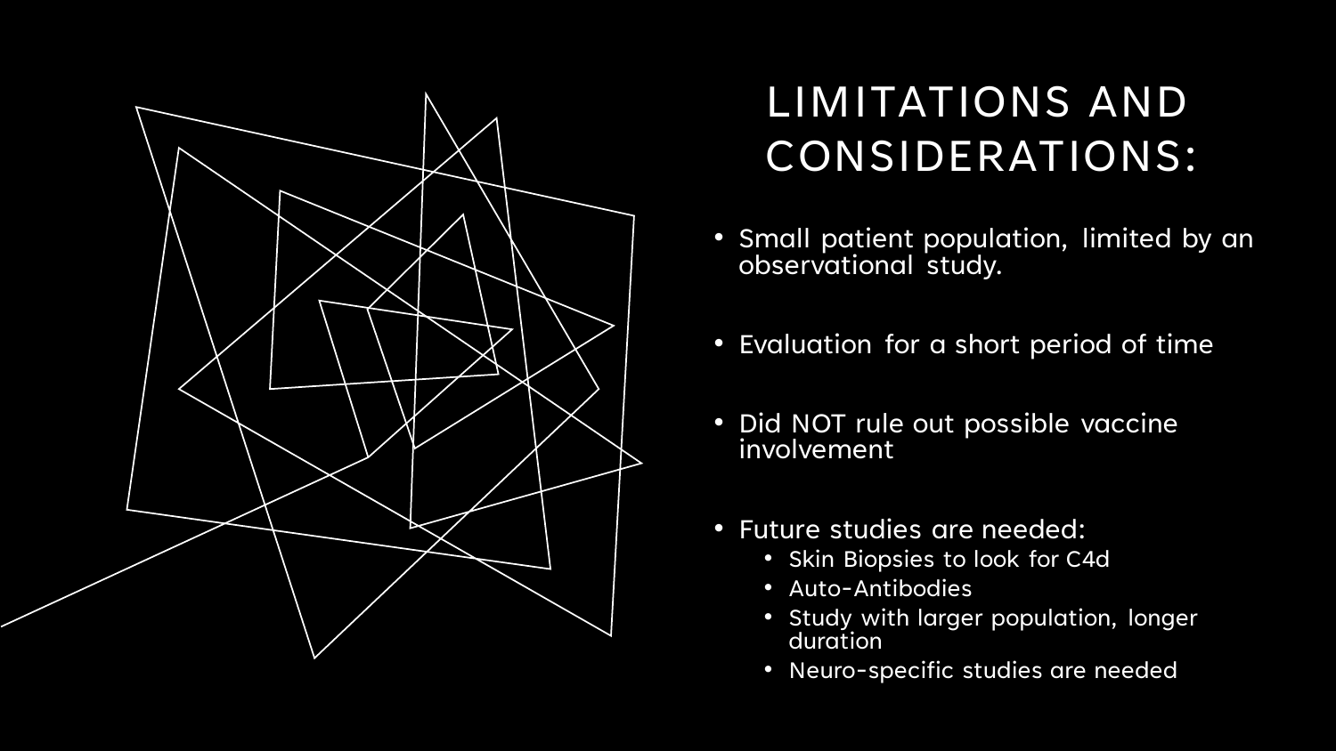# LIMITATIONS AND CONSIDERATIONS:

- Small patient population, limited by an observational study.
- Evaluation for a short period of time
- Did NOT rule out possible vaccine involvement
- Future studies are needed:
  - Skin Biopsies to look for C4d
  - Auto-Antibodies
  - Study with larger population, longer duration
  - Neuro-specific studies are needed